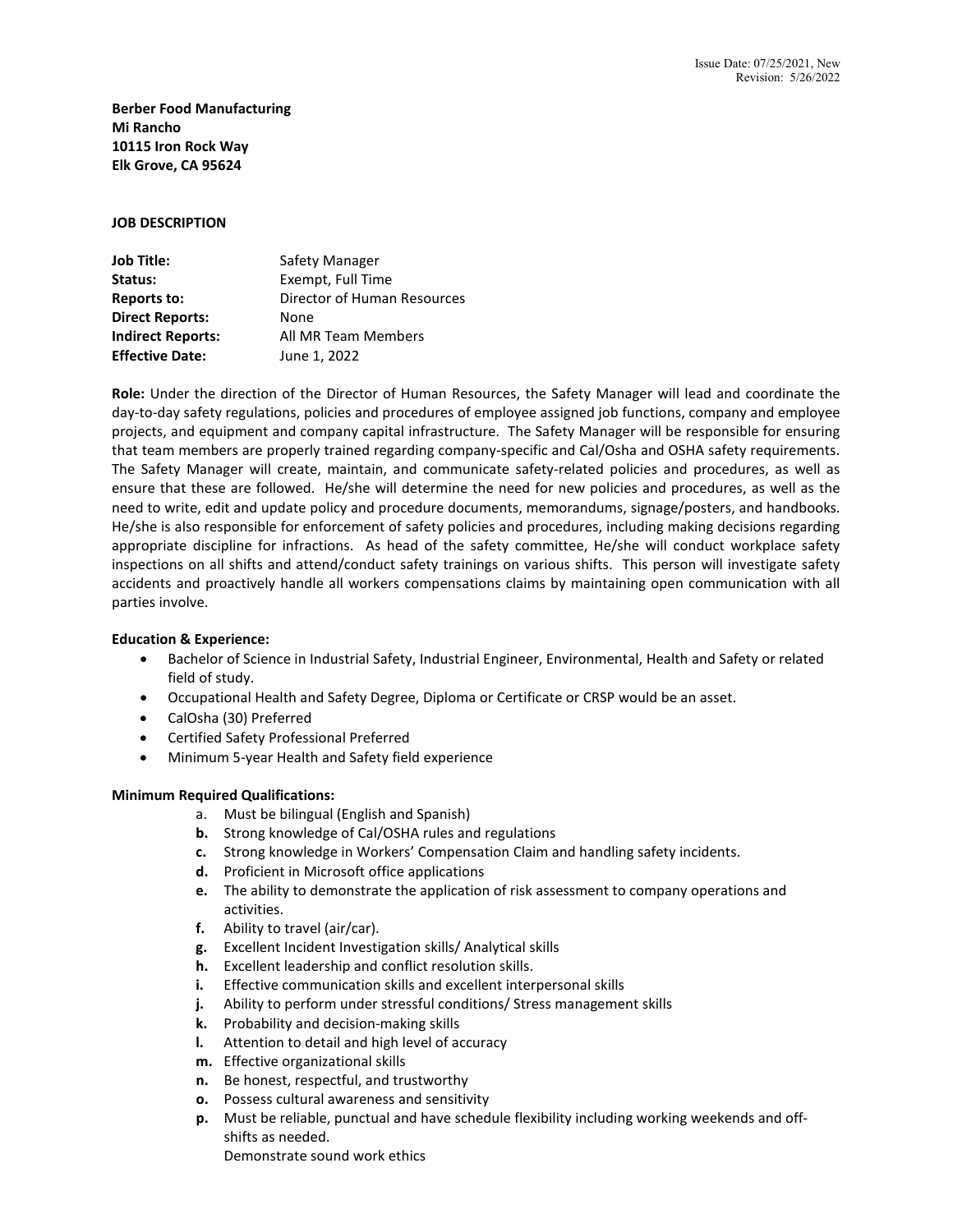Issue Date: 07/25/2021, New
Revision: 5/26/2022

**Berber Food Manufacturing**
**Mi Rancho**
**10115 Iron Rock Way**
**Elk Grove, CA 95624**

**JOB DESCRIPTION**

| | |
|---|---|
| **Job Title:** | Safety Manager |
| **Status:** | Exempt, Full Time |
| **Reports to:** | Director of Human Resources |
| **Direct Reports:** | None |
| **Indirect Reports:** | All MR Team Members |
| **Effective Date:** | June 1, 2022 |

**Role:** Under the direction of the Director of Human Resources, the Safety Manager will lead and coordinate the day-to-day safety regulations, policies and procedures of employee assigned job functions, company and employee projects, and equipment and company capital infrastructure. The Safety Manager will be responsible for ensuring that team members are properly trained regarding company-specific and Cal/Osha and OSHA safety requirements. The Safety Manager will create, maintain, and communicate safety-related policies and procedures, as well as ensure that these are followed. He/she will determine the need for new policies and procedures, as well as the need to write, edit and update policy and procedure documents, memorandums, signage/posters, and handbooks. He/she is also responsible for enforcement of safety policies and procedures, including making decisions regarding appropriate discipline for infractions. As head of the safety committee, He/she will conduct workplace safety inspections on all shifts and attend/conduct safety trainings on various shifts. This person will investigate safety accidents and proactively handle all workers compensations claims by maintaining open communication with all parties involve.

**Education & Experience:**

- Bachelor of Science in Industrial Safety, Industrial Engineer, Environmental, Health and Safety or related field of study.
- Occupational Health and Safety Degree, Diploma or Certificate or CRSP would be an asset.
- CalOsha (30) Preferred
- Certified Safety Professional Preferred
- Minimum 5-year Health and Safety field experience

**Minimum Required Qualifications:**

a. Must be bilingual (English and Spanish)
**b.** Strong knowledge of Cal/OSHA rules and regulations
**c.** Strong knowledge in Workers' Compensation Claim and handling safety incidents.
**d.** Proficient in Microsoft office applications
**e.** The ability to demonstrate the application of risk assessment to company operations and activities.
**f.** Ability to travel (air/car).
**g.** Excellent Incident Investigation skills/ Analytical skills
**h.** Excellent leadership and conflict resolution skills.
**i.** Effective communication skills and excellent interpersonal skills
**j.** Ability to perform under stressful conditions/ Stress management skills
**k.** Probability and decision-making skills
**l.** Attention to detail and high level of accuracy
**m.** Effective organizational skills
**n.** Be honest, respectful, and trustworthy
**o.** Possess cultural awareness and sensitivity
**p.** Must be reliable, punctual and have schedule flexibility including working weekends and off-shifts as needed.
Demonstrate sound work ethics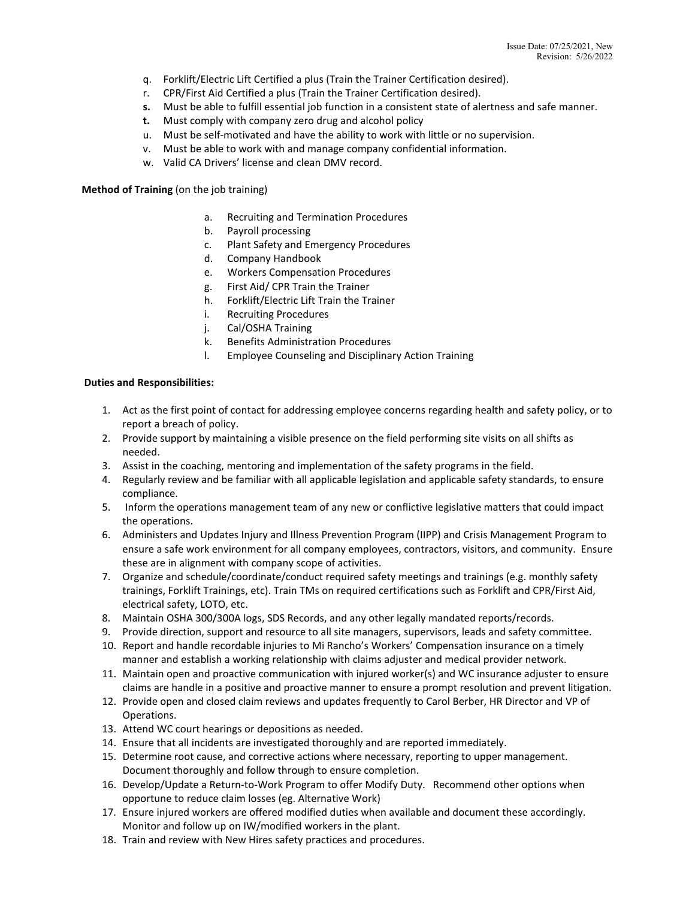q. Forklift/Electric Lift Certified a plus (Train the Trainer Certification desired).
r. CPR/First Aid Certified a plus (Train the Trainer Certification desired).
**s.** Must be able to fulfill essential job function in a consistent state of alertness and safe manner.
**t.** Must comply with company zero drug and alcohol policy
u. Must be self-motivated and have the ability to work with little or no supervision.
v. Must be able to work with and manage company confidential information.
w. Valid CA Drivers' license and clean DMV record.

**Method of Training** (on the job training)

a. Recruiting and Termination Procedures
b. Payroll processing
c. Plant Safety and Emergency Procedures
d. Company Handbook
e. Workers Compensation Procedures
g. First Aid/ CPR Train the Trainer
h. Forklift/Electric Lift Train the Trainer
i. Recruiting Procedures
j. Cal/OSHA Training
k. Benefits Administration Procedures
l. Employee Counseling and Disciplinary Action Training

**Duties and Responsibilities:**

1. Act as the first point of contact for addressing employee concerns regarding health and safety policy, or to report a breach of policy.
2. Provide support by maintaining a visible presence on the field performing site visits on all shifts as needed.
3. Assist in the coaching, mentoring and implementation of the safety programs in the field.
4. Regularly review and be familiar with all applicable legislation and applicable safety standards, to ensure compliance.
5. Inform the operations management team of any new or conflictive legislative matters that could impact the operations.
6. Administers and Updates Injury and Illness Prevention Program (IIPP) and Crisis Management Program to ensure a safe work environment for all company employees, contractors, visitors, and community. Ensure these are in alignment with company scope of activities.
7. Organize and schedule/coordinate/conduct required safety meetings and trainings (e.g. monthly safety trainings, Forklift Trainings, etc). Train TMs on required certifications such as Forklift and CPR/First Aid, electrical safety, LOTO, etc.
8. Maintain OSHA 300/300A logs, SDS Records, and any other legally mandated reports/records.
9. Provide direction, support and resource to all site managers, supervisors, leads and safety committee.
10. Report and handle recordable injuries to Mi Rancho's Workers' Compensation insurance on a timely manner and establish a working relationship with claims adjuster and medical provider network.
11. Maintain open and proactive communication with injured worker(s) and WC insurance adjuster to ensure claims are handle in a positive and proactive manner to ensure a prompt resolution and prevent litigation.
12. Provide open and closed claim reviews and updates frequently to Carol Berber, HR Director and VP of Operations.
13. Attend WC court hearings or depositions as needed.
14. Ensure that all incidents are investigated thoroughly and are reported immediately.
15. Determine root cause, and corrective actions where necessary, reporting to upper management. Document thoroughly and follow through to ensure completion.
16. Develop/Update a Return-to-Work Program to offer Modify Duty. Recommend other options when opportune to reduce claim losses (eg. Alternative Work)
17. Ensure injured workers are offered modified duties when available and document these accordingly. Monitor and follow up on IW/modified workers in the plant.
18. Train and review with New Hires safety practices and procedures.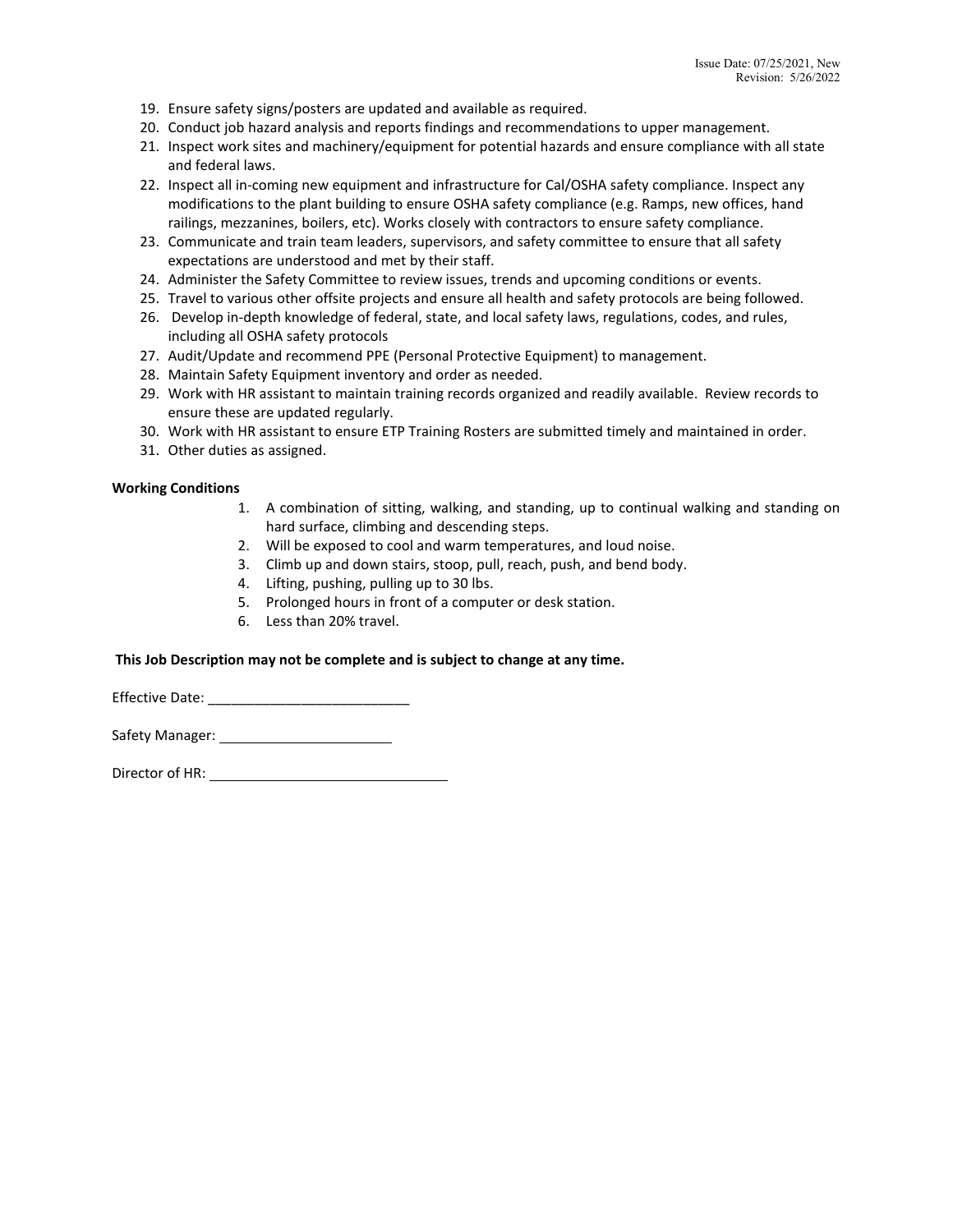Issue Date: 07/25/2021, New
Revision: 5/26/2022

19. Ensure safety signs/posters are updated and available as required.
20. Conduct job hazard analysis and reports findings and recommendations to upper management.
21. Inspect work sites and machinery/equipment for potential hazards and ensure compliance with all state and federal laws.
22. Inspect all in-coming new equipment and infrastructure for Cal/OSHA safety compliance. Inspect any modifications to the plant building to ensure OSHA safety compliance (e.g. Ramps, new offices, hand railings, mezzanines, boilers, etc). Works closely with contractors to ensure safety compliance.
23. Communicate and train team leaders, supervisors, and safety committee to ensure that all safety expectations are understood and met by their staff.
24. Administer the Safety Committee to review issues, trends and upcoming conditions or events.
25. Travel to various other offsite projects and ensure all health and safety protocols are being followed.
26. Develop in-depth knowledge of federal, state, and local safety laws, regulations, codes, and rules, including all OSHA safety protocols
27. Audit/Update and recommend PPE (Personal Protective Equipment) to management.
28. Maintain Safety Equipment inventory and order as needed.
29. Work with HR assistant to maintain training records organized and readily available. Review records to ensure these are updated regularly.
30. Work with HR assistant to ensure ETP Training Rosters are submitted timely and maintained in order.
31. Other duties as assigned.

**Working Conditions**

1. A combination of sitting, walking, and standing, up to continual walking and standing on hard surface, climbing and descending steps.
2. Will be exposed to cool and warm temperatures, and loud noise.
3. Climb up and down stairs, stoop, pull, reach, push, and bend body.
4. Lifting, pushing, pulling up to 30 lbs.
5. Prolonged hours in front of a computer or desk station.
6. Less than 20% travel.

**This Job Description may not be complete and is subject to change at any time.**

Effective Date: ___________________________

Safety Manager: ________________________

Director of HR: ________________________________